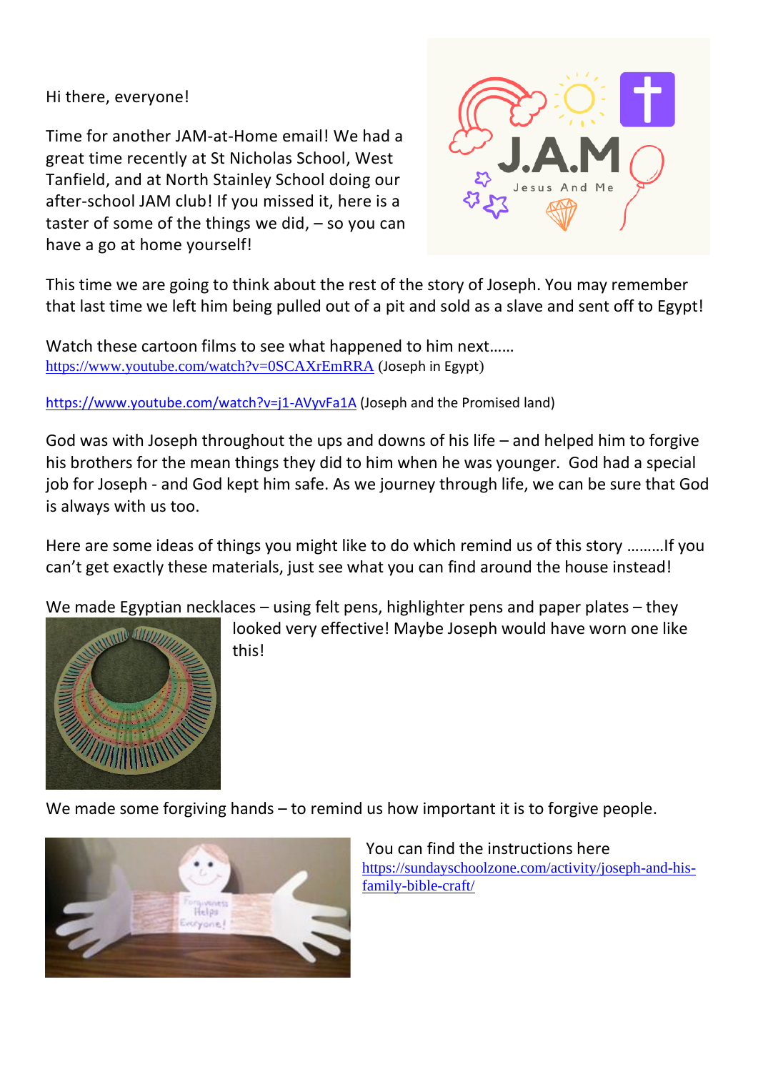Hi there, everyone!

Time for another JAM-at-Home email! We had a great time recently at St Nicholas School, West Tanfield, and at North Stainley School doing our after-school JAM club! If you missed it, here is a taster of some of the things we did, – so you can have a go at home yourself!

This time we are going to think about the rest of the story of Joseph. You may remember that last time we left him being pulled out of a pit and sold as a slave and sent off to Egypt!

Watch these cartoon films to see what happened to him next……
https://www.youtube.com/watch?v=0SCAXrEmRRA (Joseph in Egypt)

https://www.youtube.com/watch?v=j1-AVyvFa1A (Joseph and the Promised land)

God was with Joseph throughout the ups and downs of his life – and helped him to forgive his brothers for the mean things they did to him when he was younger. God had a special job for Joseph - and God kept him safe. As we journey through life, we can be sure that God is always with us too.

Here are some ideas of things you might like to do which remind us of this story ………If you can't get exactly these materials, just see what you can find around the house instead!

We made Egyptian necklaces – using felt pens, highlighter pens and paper plates – they looked very effective! Maybe Joseph would have worn one like this!

We made some forgiving hands – to remind us how important it is to forgive people.

You can find the instructions here https://sundayschoolzone.com/activity/joseph-and-his-family-bible-craft/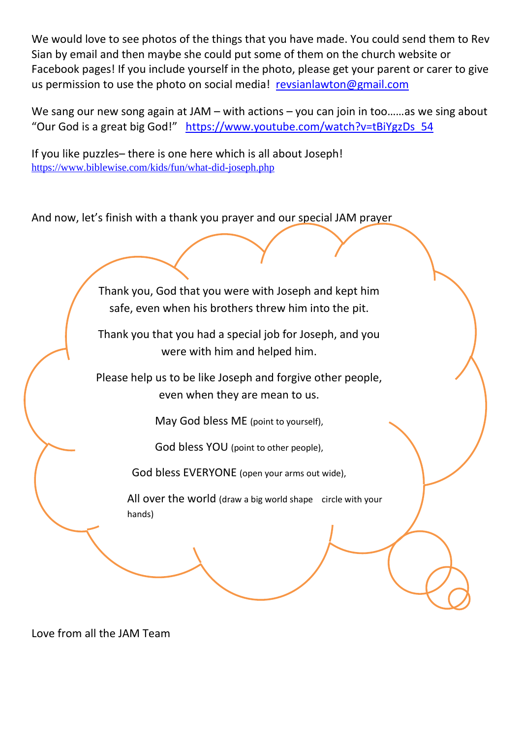We would love to see photos of the things that you have made. You could send them to Rev Sian by email and then maybe she could put some of them on the church website or Facebook pages! If you include yourself in the photo, please get your parent or carer to give us permission to use the photo on social media! revsianlawton@gmail.com

We sang our new song again at JAM – with actions – you can join in too……as we sing about "Our God is a great big God!" https://www.youtube.com/watch?v=tBiYgzDs_54

If you like puzzles– there is one here which is all about Joseph! https://www.biblewise.com/kids/fun/what-did-joseph.php

And now, let's finish with a thank you prayer and our special JAM prayer

Thank you, God that you were with Joseph and kept him safe, even when his brothers threw him into the pit.

Thank you that you had a special job for Joseph, and you were with him and helped him.

Please help us to be like Joseph and forgive other people, even when they are mean to us.

May God bless ME (point to yourself),

God bless YOU (point to other people),

God bless EVERYONE (open your arms out wide),

All over the world (draw a big world shape circle with your hands)

Love from all the JAM Team